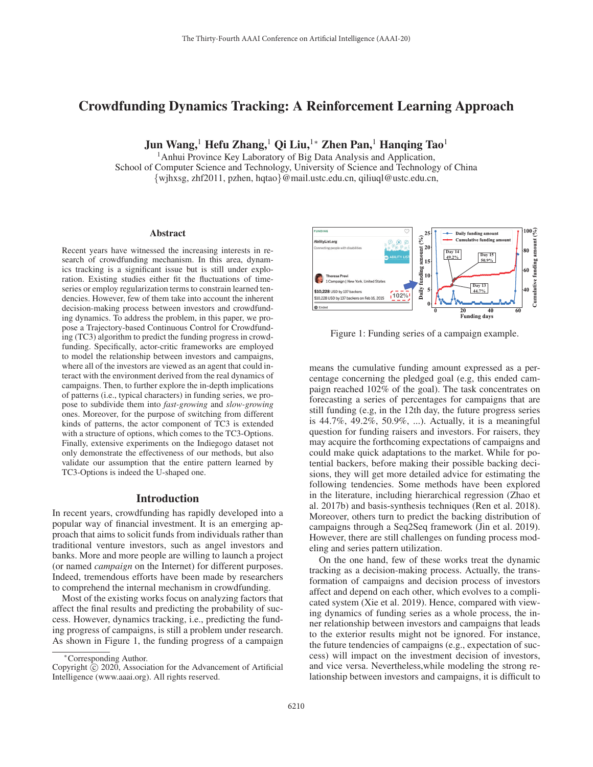# Crowdfunding Dynamics Tracking: A Reinforcement Learning Approach

**Jun Wang,[1] Hefu Zhang,[1] Qi Liu,[1*] Zhen Pan,[1] Hanqing Tao[1]**

[1]Anhui Province Key Laboratory of Big Data Analysis and Application,
School of Computer Science and Technology, University of Science and Technology of China
{wjhxsg, zhf2011, pzhen, hqtao}@mail.ustc.edu.cn, qiliuql@ustc.edu.cn,

## Abstract

Recent years have witnessed the increasing interests in research of crowdfunding mechanism. In this area, dynamics tracking is a significant issue but is still under exploration. Existing studies either fit the fluctuations of time-series or employ regularization terms to constrain learned tendencies. However, few of them take into account the inherent decision-making process between investors and crowdfunding dynamics. To address the problem, in this paper, we propose a Trajectory-based Continuous Control for Crowdfunding (TC3) algorithm to predict the funding progress in crowdfunding. Specifically, actor-critic frameworks are employed to model the relationship between investors and campaigns, where all of the investors are viewed as an agent that could interact with the environment derived from the real dynamics of campaigns. Then, to further explore the in-depth implications of patterns (i.e., typical characters) in funding series, we propose to subdivide them into *fast-growing* and *slow-growing* ones. Moreover, for the purpose of switching from different kinds of patterns, the actor component of TC3 is extended with a structure of options, which comes to the TC3-Options. Finally, extensive experiments on the Indiegogo dataset not only demonstrate the effectiveness of our methods, but also validate our assumption that the entire pattern learned by TC3-Options is indeed the U-shaped one.

## Introduction

In recent years, crowdfunding has rapidly developed into a popular way of financial investment. It is an emerging approach that aims to solicit funds from individuals rather than traditional venture investors, such as angel investors and banks. More and more people are willing to launch a project (or named *campaign* on the Internet) for different purposes. Indeed, tremendous efforts have been made by researchers to comprehend the internal mechanism in crowdfunding.

Most of the existing works focus on analyzing factors that affect the final results and predicting the probability of success. However, dynamics tracking, i.e., predicting the funding progress of campaigns, is still a problem under research. As shown in Figure 1, the funding progress of a campaign means the cumulative funding amount expressed as a percentage concerning the pledged goal (e.g, this ended campaign reached 102% of the goal). The task concentrates on forecasting a series of percentages for campaigns that are still funding (e.g, in the 12th day, the future progress series is 44.7%, 49.2%, 50.9%, ...). Actually, it is a meaningful question for funding raisers and investors. For raisers, they may acquire the forthcoming expectations of campaigns and could make quick adaptations to the market. While for potential backers, before making their possible backing decisions, they will get more detailed advice for estimating the following tendencies. Some methods have been explored in the literature, including hierarchical regression (Zhao et al. 2017b) and basis-synthesis techniques (Ren et al. 2018). Moreover, others turn to predict the backing distribution of campaigns through a Seq2Seq framework (Jin et al. 2019). However, there are still challenges on funding process modeling and series pattern utilization.

Figure 1: Funding series of a campaign example.

On the one hand, few of these works treat the dynamic tracking as a decision-making process. Actually, the transformation of campaigns and decision process of investors affect and depend on each other, which evolves to a complicated system (Xie et al. 2019). Hence, compared with viewing dynamics of funding series as a whole process, the inner relationship between investors and campaigns that leads to the exterior results might not be ignored. For instance, the future tendencies of campaigns (e.g., expectation of success) will impact on the investment decision of investors, and vice versa. Nevertheless,while modeling the strong relationship between investors and campaigns, it is difficult to

*Corresponding Author.
Copyright © 2020, Association for the Advancement of Artificial Intelligence (www.aaai.org). All rights reserved.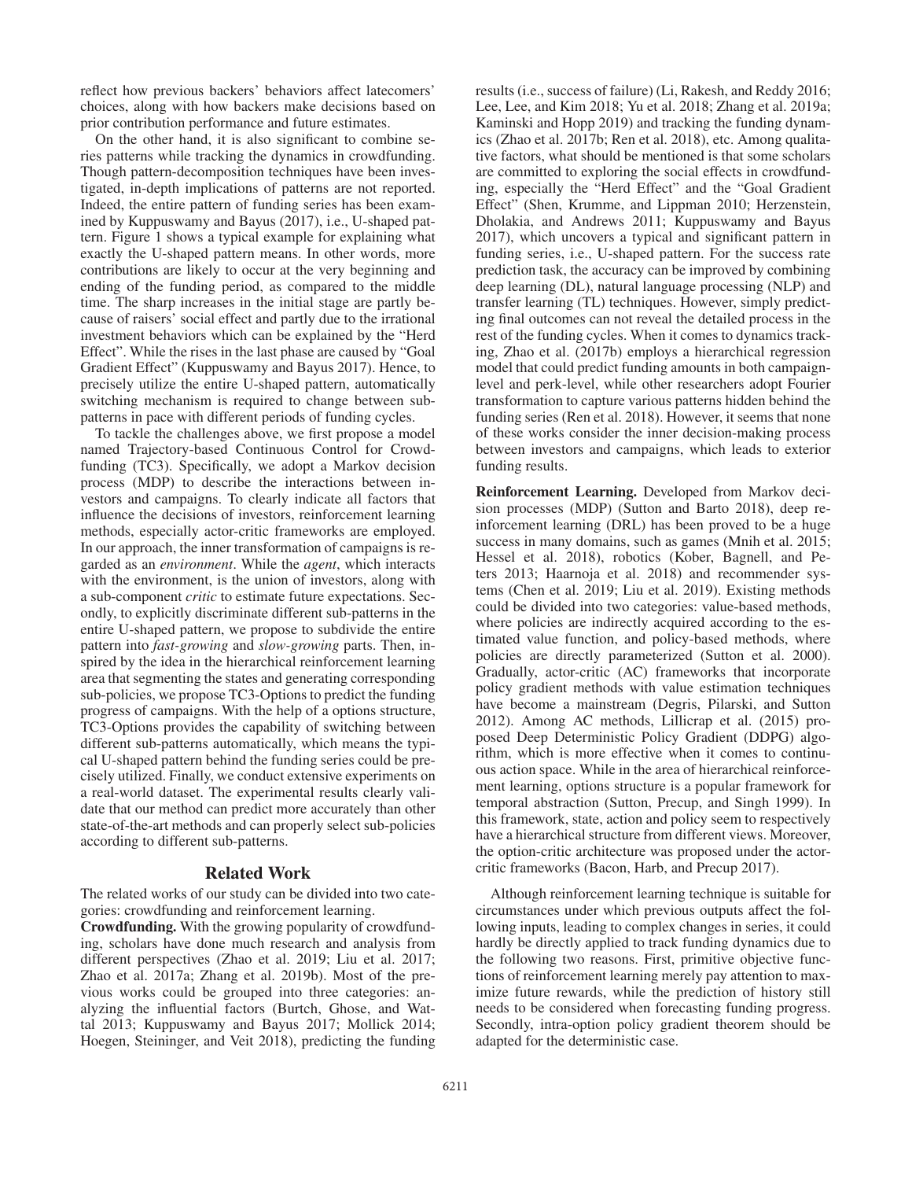reflect how previous backers' behaviors affect latecomers' choices, along with how backers make decisions based on prior contribution performance and future estimates.

On the other hand, it is also significant to combine series patterns while tracking the dynamics in crowdfunding. Though pattern-decomposition techniques have been investigated, in-depth implications of patterns are not reported. Indeed, the entire pattern of funding series has been examined by Kuppuswamy and Bayus (2017), i.e., U-shaped pattern. Figure 1 shows a typical example for explaining what exactly the U-shaped pattern means. In other words, more contributions are likely to occur at the very beginning and ending of the funding period, as compared to the middle time. The sharp increases in the initial stage are partly because of raisers' social effect and partly due to the irrational investment behaviors which can be explained by the "Herd Effect". While the rises in the last phase are caused by "Goal Gradient Effect" (Kuppuswamy and Bayus 2017). Hence, to precisely utilize the entire U-shaped pattern, automatically switching mechanism is required to change between sub-patterns in pace with different periods of funding cycles.

To tackle the challenges above, we first propose a model named Trajectory-based Continuous Control for Crowdfunding (TC3). Specifically, we adopt a Markov decision process (MDP) to describe the interactions between investors and campaigns. To clearly indicate all factors that influence the decisions of investors, reinforcement learning methods, especially actor-critic frameworks are employed. In our approach, the inner transformation of campaigns is regarded as an *environment*. While the *agent*, which interacts with the environment, is the union of investors, along with a sub-component *critic* to estimate future expectations. Secondly, to explicitly discriminate different sub-patterns in the entire U-shaped pattern, we propose to subdivide the entire pattern into *fast-growing* and *slow-growing* parts. Then, inspired by the idea in the hierarchical reinforcement learning area that segmenting the states and generating corresponding sub-policies, we propose TC3-Options to predict the funding progress of campaigns. With the help of a options structure, TC3-Options provides the capability of switching between different sub-patterns automatically, which means the typical U-shaped pattern behind the funding series could be precisely utilized. Finally, we conduct extensive experiments on a real-world dataset. The experimental results clearly validate that our method can predict more accurately than other state-of-the-art methods and can properly select sub-policies according to different sub-patterns.

## Related Work

The related works of our study can be divided into two categories: crowdfunding and reinforcement learning.

**Crowdfunding.** With the growing popularity of crowdfunding, scholars have done much research and analysis from different perspectives (Zhao et al. 2019; Liu et al. 2017; Zhao et al. 2017a; Zhang et al. 2019b). Most of the previous works could be grouped into three categories: analyzing the influential factors (Burtch, Ghose, and Wattal 2013; Kuppuswamy and Bayus 2017; Mollick 2014; Hoegen, Steininger, and Veit 2018), predicting the funding results (i.e., success of failure) (Li, Rakesh, and Reddy 2016; Lee, Lee, and Kim 2018; Yu et al. 2018; Zhang et al. 2019a; Kaminski and Hopp 2019) and tracking the funding dynamics (Zhao et al. 2017b; Ren et al. 2018), etc. Among qualitative factors, what should be mentioned is that some scholars are committed to exploring the social effects in crowdfunding, especially the "Herd Effect" and the "Goal Gradient Effect" (Shen, Krumme, and Lippman 2010; Herzenstein, Dholakia, and Andrews 2011; Kuppuswamy and Bayus 2017), which uncovers a typical and significant pattern in funding series, i.e., U-shaped pattern. For the success rate prediction task, the accuracy can be improved by combining deep learning (DL), natural language processing (NLP) and transfer learning (TL) techniques. However, simply predicting final outcomes can not reveal the detailed process in the rest of the funding cycles. When it comes to dynamics tracking, Zhao et al. (2017b) employs a hierarchical regression model that could predict funding amounts in both campaign-level and perk-level, while other researchers adopt Fourier transformation to capture various patterns hidden behind the funding series (Ren et al. 2018). However, it seems that none of these works consider the inner decision-making process between investors and campaigns, which leads to exterior funding results.

**Reinforcement Learning.** Developed from Markov decision processes (MDP) (Sutton and Barto 2018), deep reinforcement learning (DRL) has been proved to be a huge success in many domains, such as games (Mnih et al. 2015; Hessel et al. 2018), robotics (Kober, Bagnell, and Peters 2013; Haarnoja et al. 2018) and recommender systems (Chen et al. 2019; Liu et al. 2019). Existing methods could be divided into two categories: value-based methods, where policies are indirectly acquired according to the estimated value function, and policy-based methods, where policies are directly parameterized (Sutton et al. 2000). Gradually, actor-critic (AC) frameworks that incorporate policy gradient methods with value estimation techniques have become a mainstream (Degris, Pilarski, and Sutton 2012). Among AC methods, Lillicrap et al. (2015) proposed Deep Deterministic Policy Gradient (DDPG) algorithm, which is more effective when it comes to continuous action space. While in the area of hierarchical reinforcement learning, options structure is a popular framework for temporal abstraction (Sutton, Precup, and Singh 1999). In this framework, state, action and policy seem to respectively have a hierarchical structure from different views. Moreover, the option-critic architecture was proposed under the actor-critic frameworks (Bacon, Harb, and Precup 2017).

Although reinforcement learning technique is suitable for circumstances under which previous outputs affect the following inputs, leading to complex changes in series, it could hardly be directly applied to track funding dynamics due to the following two reasons. First, primitive objective functions of reinforcement learning merely pay attention to maximize future rewards, while the prediction of history still needs to be considered when forecasting funding progress. Secondly, intra-option policy gradient theorem should be adapted for the deterministic case.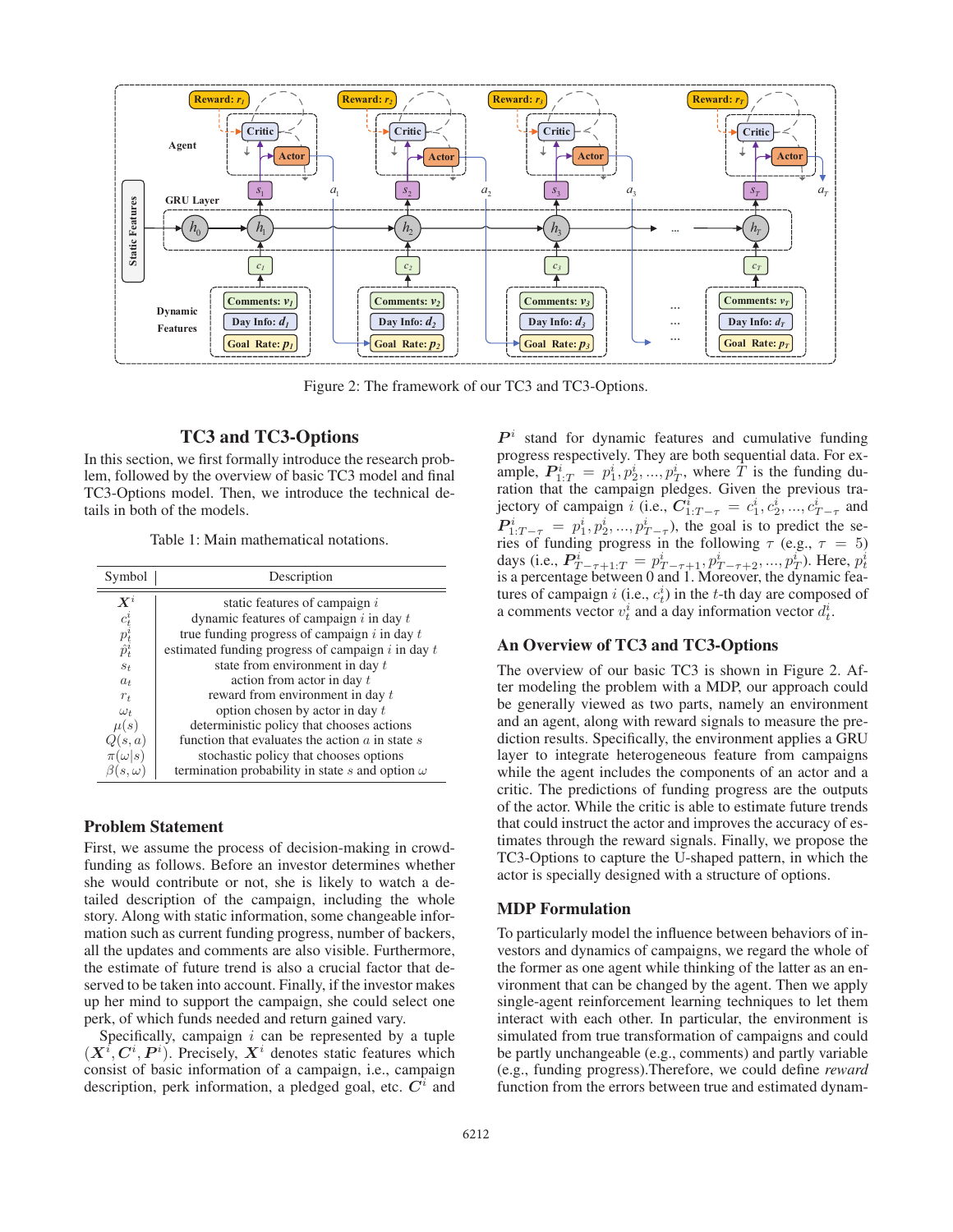Figure 2: The framework of our TC3 and TC3-Options.

## TC3 and TC3-Options

In this section, we first formally introduce the research problem, followed by the overview of basic TC3 model and final TC3-Options model. Then, we introduce the technical details in both of the models.

Table 1: Main mathematical notations.

| Symbol | Description |
|---|---|
| $\boldsymbol{X}^i$ | static features of campaign $i$ |
| $c_t^i$ | dynamic features of campaign $i$ in day $t$ |
| $p_t^i$ | true funding progress of campaign $i$ in day $t$ |
| $\hat{p}_t^i$ | estimated funding progress of campaign $i$ in day $t$ |
| $s_t$ | state from environment in day $t$ |
| $a_t$ | action from actor in day $t$ |
| $r_t$ | reward from environment in day $t$ |
| $\omega_t$ | option chosen by actor in day $t$ |
| $\mu(s)$ | deterministic policy that chooses actions |
| $Q(s,a)$ | function that evaluates the action $a$ in state $s$ |
| $\pi(\omega\|s)$ | stochastic policy that chooses options |
| $\beta(s,\omega)$ | termination probability in state $s$ and option $\omega$ |

### Problem Statement

First, we assume the process of decision-making in crowdfunding as follows. Before an investor determines whether she would contribute or not, she is likely to watch a detailed description of the campaign, including the whole story. Along with static information, some changeable information such as current funding progress, number of backers, all the updates and comments are also visible. Furthermore, the estimate of future trend is also a crucial factor that deserved to be taken into account. Finally, if the investor makes up her mind to support the campaign, she could select one perk, of which funds needed and return gained vary.

Specifically, campaign $i$ can be represented by a tuple $(\boldsymbol{X}^i, \boldsymbol{C}^i, \boldsymbol{P}^i)$. Precisely, $\boldsymbol{X}^i$ denotes static features which consist of basic information of a campaign, i.e., campaign description, perk information, a pledged goal, etc. $\boldsymbol{C}^i$ and $\boldsymbol{P}^i$ stand for dynamic features and cumulative funding progress respectively. They are both sequential data. For example, $\boldsymbol{P}^i_{1:T} = p_1^i, p_2^i, ..., p_T^i$, where $T$ is the funding duration that the campaign pledges. Given the previous trajectory of campaign $i$ (i.e., $\boldsymbol{C}^i_{1:T-\tau} = c_1^i, c_2^i, ..., c_{T-\tau}^i$ and $\boldsymbol{P}^i_{1:T-\tau} = p_1^i, p_2^i, ..., p_{T-\tau}^i$), the goal is to predict the series of funding progress in the following $\tau$ (e.g., $\tau = 5$) days (i.e., $\boldsymbol{P}^i_{T-\tau+1:T} = p_{T-\tau+1}^i, p_{T-\tau+2}^i, ..., p_T^i$). Here, $p_t^i$ is a percentage between 0 and 1. Moreover, the dynamic features of campaign $i$ (i.e., $c_t^i$) in the $t$-th day are composed of a comments vector $v_t^i$ and a day information vector $d_t^i$.

### An Overview of TC3 and TC3-Options

The overview of our basic TC3 is shown in Figure 2. After modeling the problem with a MDP, our approach could be generally viewed as two parts, namely an environment and an agent, along with reward signals to measure the prediction results. Specifically, the environment applies a GRU layer to integrate heterogeneous feature from campaigns while the agent includes the components of an actor and a critic. The predictions of funding progress are the outputs of the actor. While the critic is able to estimate future trends that could instruct the actor and improves the accuracy of estimates through the reward signals. Finally, we propose the TC3-Options to capture the U-shaped pattern, in which the actor is specially designed with a structure of options.

### MDP Formulation

To particularly model the influence between behaviors of investors and dynamics of campaigns, we regard the whole of the former as one agent while thinking of the latter as an environment that can be changed by the agent. Then we apply single-agent reinforcement learning techniques to let them interact with each other. In particular, the environment is simulated from true transformation of campaigns and could be partly unchangeable (e.g., comments) and partly variable (e.g., funding progress).Therefore, we could define *reward* function from the errors between true and estimated dynam-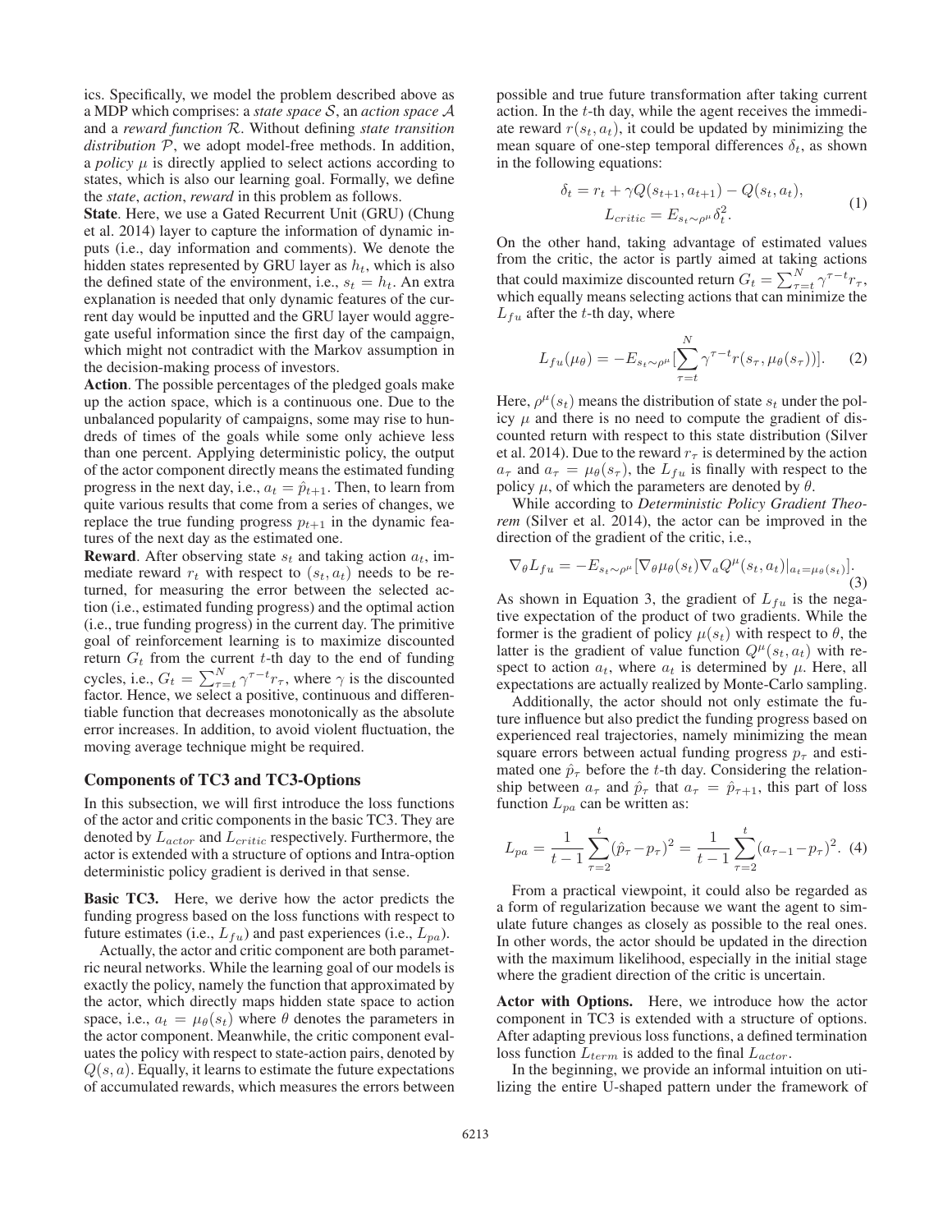ics. Specifically, we model the problem described above as a MDP which comprises: a *state space* $\mathcal{S}$, an *action space* $\mathcal{A}$ and a *reward function* $\mathcal{R}$. Without defining *state transition distribution* $\mathcal{P}$, we adopt model-free methods. In addition, a *policy* $\mu$ is directly applied to select actions according to states, which is also our learning goal. Formally, we define the *state*, *action*, *reward* in this problem as follows.

**State**. Here, we use a Gated Recurrent Unit (GRU) (Chung et al. 2014) layer to capture the information of dynamic inputs (i.e., day information and comments). We denote the hidden states represented by GRU layer as $h_t$, which is also the defined state of the environment, i.e., $s_t = h_t$. An extra explanation is needed that only dynamic features of the current day would be inputted and the GRU layer would aggregate useful information since the first day of the campaign, which might not contradict with the Markov assumption in the decision-making process of investors.

**Action**. The possible percentages of the pledged goals make up the action space, which is a continuous one. Due to the unbalanced popularity of campaigns, some may rise to hundreds of times of the goals while some only achieve less than one percent. Applying deterministic policy, the output of the actor component directly means the estimated funding progress in the next day, i.e., $a_t = \hat{p}_{t+1}$. Then, to learn from quite various results that come from a series of changes, we replace the true funding progress $p_{t+1}$ in the dynamic features of the next day as the estimated one.

**Reward**. After observing state $s_t$ and taking action $a_t$, immediate reward $r_t$ with respect to $(s_t, a_t)$ needs to be returned, for measuring the error between the selected action (i.e., estimated funding progress) and the optimal action (i.e., true funding progress) in the current day. The primitive goal of reinforcement learning is to maximize discounted return $G_t$ from the current $t$-th day to the end of funding cycles, i.e., $G_t = \sum_{\tau=t}^{N} \gamma^{\tau-t} r_\tau$, where $\gamma$ is the discounted factor. Hence, we select a positive, continuous and differentiable function that decreases monotonically as the absolute error increases. In addition, to avoid violent fluctuation, the moving average technique might be required.

## Components of TC3 and TC3-Options

In this subsection, we will first introduce the loss functions of the actor and critic components in the basic TC3. They are denoted by $L_{actor}$ and $L_{critic}$ respectively. Furthermore, the actor is extended with a structure of options and Intra-option deterministic policy gradient is derived in that sense.

**Basic TC3.** Here, we derive how the actor predicts the funding progress based on the loss functions with respect to future estimates (i.e., $L_{fu}$) and past experiences (i.e., $L_{pa}$).

Actually, the actor and critic component are both parametric neural networks. While the learning goal of our models is exactly the policy, namely the function that approximated by the actor, which directly maps hidden state space to action space, i.e., $a_t = \mu_\theta(s_t)$ where $\theta$ denotes the parameters in the actor component. Meanwhile, the critic component evaluates the policy with respect to state-action pairs, denoted by $Q(s, a)$. Equally, it learns to estimate the future expectations of accumulated rewards, which measures the errors between possible and true future transformation after taking current action. In the $t$-th day, while the agent receives the immediate reward $r(s_t, a_t)$, it could be updated by minimizing the mean square of one-step temporal differences $\delta_t$, as shown in the following equations:

$$\delta_t = r_t + \gamma Q(s_{t+1}, a_{t+1}) - Q(s_t, a_t), \\ L_{critic} = E_{s_t \sim \rho^\mu} \delta_t^2. \tag{1}$$

On the other hand, taking advantage of estimated values from the critic, the actor is partly aimed at taking actions that could maximize discounted return $G_t = \sum_{\tau=t}^{N} \gamma^{\tau-t} r_\tau$, which equally means selecting actions that can minimize the $L_{fu}$ after the $t$-th day, where

$$L_{fu}(\mu_\theta) = -E_{s_t \sim \rho^\mu}[\sum_{\tau=t}^{N} \gamma^{\tau-t} r(s_\tau, \mu_\theta(s_\tau))]. \tag{2}$$

Here, $\rho^\mu(s_t)$ means the distribution of state $s_t$ under the policy $\mu$ and there is no need to compute the gradient of discounted return with respect to this state distribution (Silver et al. 2014). Due to the reward $r_\tau$ is determined by the action $a_\tau$ and $a_\tau = \mu_\theta(s_\tau)$, the $L_{fu}$ is finally with respect to the policy $\mu$, of which the parameters are denoted by $\theta$.

While according to *Deterministic Policy Gradient Theorem* (Silver et al. 2014), the actor can be improved in the direction of the gradient of the critic, i.e.,

$$\nabla_\theta L_{fu} = -E_{s_t \sim \rho^\mu}[\nabla_\theta \mu_\theta(s_t) \nabla_a Q^\mu(s_t, a_t)|_{a_t = \mu_\theta(s_t)}]. \tag{3}$$

As shown in Equation 3, the gradient of $L_{fu}$ is the negative expectation of the product of two gradients. While the former is the gradient of policy $\mu(s_t)$ with respect to $\theta$, the latter is the gradient of value function $Q^\mu(s_t, a_t)$ with respect to action $a_t$, where $a_t$ is determined by $\mu$. Here, all expectations are actually realized by Monte-Carlo sampling.

Additionally, the actor should not only estimate the future influence but also predict the funding progress based on experienced real trajectories, namely minimizing the mean square errors between actual funding progress $p_\tau$ and estimated one $\hat{p}_\tau$ before the $t$-th day. Considering the relationship between $a_\tau$ and $\hat{p}_\tau$ that $a_\tau = \hat{p}_{\tau+1}$, this part of loss function $L_{pa}$ can be written as:

$$L_{pa} = \frac{1}{t-1} \sum_{\tau=2}^{t} (\hat{p}_\tau - p_\tau)^2 = \frac{1}{t-1} \sum_{\tau=2}^{t} (a_{\tau-1} - p_\tau)^2. \tag{4}$$

From a practical viewpoint, it could also be regarded as a form of regularization because we want the agent to simulate future changes as closely as possible to the real ones. In other words, the actor should be updated in the direction with the maximum likelihood, especially in the initial stage where the gradient direction of the critic is uncertain.

**Actor with Options.** Here, we introduce how the actor component in TC3 is extended with a structure of options. After adapting previous loss functions, a defined termination loss function $L_{term}$ is added to the final $L_{actor}$.

In the beginning, we provide an informal intuition on utilizing the entire U-shaped pattern under the framework of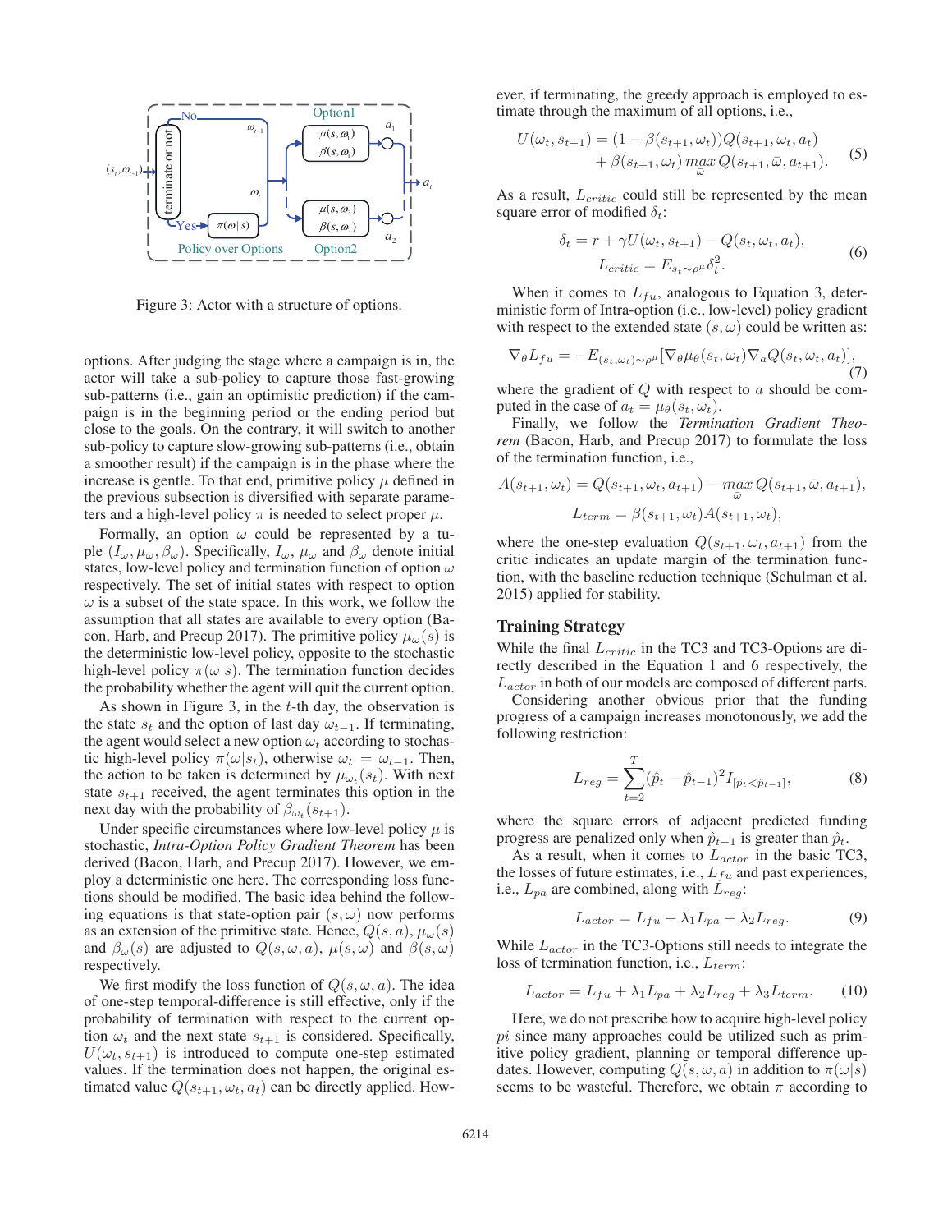Figure 3: Actor with a structure of options.

options. After judging the stage where a campaign is in, the actor will take a sub-policy to capture those fast-growing sub-patterns (i.e., gain an optimistic prediction) if the campaign is in the beginning period or the ending period but close to the goals. On the contrary, it will switch to another sub-policy to capture slow-growing sub-patterns (i.e., obtain a smoother result) if the campaign is in the phase where the increase is gentle. To that end, primitive policy $\mu$ defined in the previous subsection is diversified with separate parameters and a high-level policy $\pi$ is needed to select proper $\mu$.

Formally, an option $\omega$ could be represented by a tuple $(I_\omega, \mu_\omega, \beta_\omega)$. Specifically, $I_\omega$, $\mu_\omega$ and $\beta_\omega$ denote initial states, low-level policy and termination function of option $\omega$ respectively. The set of initial states with respect to option $\omega$ is a subset of the state space. In this work, we follow the assumption that all states are available to every option (Bacon, Harb, and Precup 2017). The primitive policy $\mu_\omega(s)$ is the deterministic low-level policy, opposite to the stochastic high-level policy $\pi(\omega|s)$. The termination function decides the probability whether the agent will quit the current option.

As shown in Figure 3, in the $t$-th day, the observation is the state $s_t$ and the option of last day $\omega_{t-1}$. If terminating, the agent would select a new option $\omega_t$ according to stochastic high-level policy $\pi(\omega|s_t)$, otherwise $\omega_t = \omega_{t-1}$. Then, the action to be taken is determined by $\mu_{\omega_t}(s_t)$. With next state $s_{t+1}$ received, the agent terminates this option in the next day with the probability of $\beta_{\omega_t}(s_{t+1})$.

Under specific circumstances where low-level policy $\mu$ is stochastic, *Intra-Option Policy Gradient Theorem* has been derived (Bacon, Harb, and Precup 2017). However, we employ a deterministic one here. The corresponding loss functions should be modified. The basic idea behind the following equations is that state-option pair $(s, \omega)$ now performs as an extension of the primitive state. Hence, $Q(s, a)$, $\mu_\omega(s)$ and $\beta_\omega(s)$ are adjusted to $Q(s, \omega, a)$, $\mu(s, \omega)$ and $\beta(s, \omega)$ respectively.

We first modify the loss function of $Q(s, \omega, a)$. The idea of one-step temporal-difference is still effective, only if the probability of termination with respect to the current option $\omega_t$ and the next state $s_{t+1}$ is considered. Specifically, $U(\omega_t, s_{t+1})$ is introduced to compute one-step estimated values. If the termination does not happen, the original estimated value $Q(s_{t+1}, \omega_t, a_t)$ can be directly applied. However, if terminating, the greedy approach is employed to estimate through the maximum of all options, i.e.,

$$
\begin{aligned}
U(\omega_t, s_{t+1}) = (1 - \beta(s_{t+1}, \omega_t))Q(s_{t+1}, \omega_t, a_t) \\
+ \beta(s_{t+1}, \omega_t) \max_{\bar{\omega}} Q(s_{t+1}, \bar{\omega}, a_{t+1}).
\end{aligned}
\quad (5)
$$

As a result, $L_{critic}$ could still be represented by the mean square error of modified $\delta_t$:

$$
\begin{aligned}
\delta_t = r + \gamma U(\omega_t, s_{t+1}) - Q(s_t, \omega_t, a_t), \\
L_{critic} = E_{s_t \sim \rho^\mu} \delta_t^2.
\end{aligned}
\quad (6)
$$

When it comes to $L_{fu}$, analogous to Equation 3, deterministic form of Intra-option (i.e., low-level) policy gradient with respect to the extended state $(s, \omega)$ could be written as:

$$
\nabla_\theta L_{fu} = -E_{(s_t, \omega_t) \sim \rho^\mu} [\nabla_\theta \mu_\theta(s_t, \omega_t) \nabla_a Q(s_t, \omega_t, a_t)], \quad (7)
$$

where the gradient of $Q$ with respect to $a$ should be computed in the case of $a_t = \mu_\theta(s_t, \omega_t)$.

Finally, we follow the *Termination Gradient Theorem* (Bacon, Harb, and Precup 2017) to formulate the loss of the termination function, i.e.,

$$
A(s_{t+1}, \omega_t) = Q(s_{t+1}, \omega_t, a_{t+1}) - \max_{\bar{\omega}} Q(s_{t+1}, \bar{\omega}, a_{t+1}),
$$

$$
L_{term} = \beta(s_{t+1}, \omega_t) A(s_{t+1}, \omega_t),
$$

where the one-step evaluation $Q(s_{t+1}, \omega_t, a_{t+1})$ from the critic indicates an update margin of the termination function, with the baseline reduction technique (Schulman et al. 2015) applied for stability.

## Training Strategy

While the final $L_{critic}$ in the TC3 and TC3-Options are directly described in the Equation 1 and 6 respectively, the $L_{actor}$ in both of our models are composed of different parts.

Considering another obvious prior that the funding progress of a campaign increases monotonously, we add the following restriction:

$$
L_{reg} = \sum_{t=2}^{T} (\hat{p}_t - \hat{p}_{t-1})^2 I_{[\hat{p}_t < \hat{p}_{t-1}]}, \quad (8)
$$

where the square errors of adjacent predicted funding progress are penalized only when $\hat{p}_{t-1}$ is greater than $\hat{p}_t$.

As a result, when it comes to $L_{actor}$ in the basic TC3, the losses of future estimates, i.e., $L_{fu}$ and past experiences, i.e., $L_{pa}$ are combined, along with $L_{reg}$:

$$
L_{actor} = L_{fu} + \lambda_1 L_{pa} + \lambda_2 L_{reg}. \quad (9)
$$

While $L_{actor}$ in the TC3-Options still needs to integrate the loss of termination function, i.e., $L_{term}$:

$$
L_{actor} = L_{fu} + \lambda_1 L_{pa} + \lambda_2 L_{reg} + \lambda_3 L_{term}. \quad (10)
$$

Here, we do not prescribe how to acquire high-level policy $pi$ since many approaches could be utilized such as primitive policy gradient, planning or temporal difference updates. However, computing $Q(s, \omega, a)$ in addition to $\pi(\omega|s)$ seems to be wasteful. Therefore, we obtain $\pi$ according to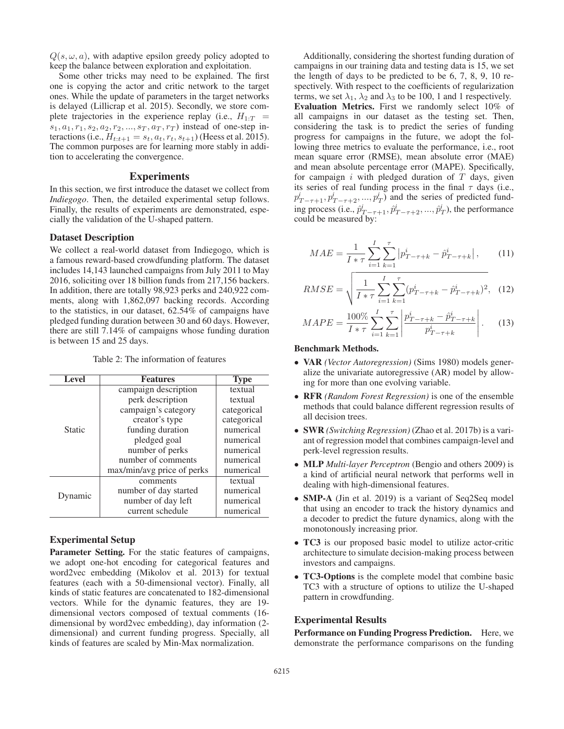$Q(s, \omega, a)$, with adaptive epsilon greedy policy adopted to keep the balance between exploration and exploitation.

Some other tricks may need to be explained. The first one is copying the actor and critic network to the target ones. While the update of parameters in the target networks is delayed (Lillicrap et al. 2015). Secondly, we store complete trajectories in the experience replay (i.e., $H_{1:T} = s_1, a_1, r_1, s_2, a_2, r_2, ..., s_T, a_T, r_T$) instead of one-step interactions (i.e., $H_{t:t+1} = s_t, a_t, r_t, s_{t+1}$) (Heess et al. 2015). The common purposes are for learning more stably in addition to accelerating the convergence.

## Experiments

In this section, we first introduce the dataset we collect from *Indiegogo*. Then, the detailed experimental setup follows. Finally, the results of experiments are demonstrated, especially the validation of the U-shaped pattern.

### Dataset Description

We collect a real-world dataset from Indiegogo, which is a famous reward-based crowdfunding platform. The dataset includes 14,143 launched campaigns from July 2011 to May 2016, soliciting over 18 billion funds from 217,156 backers. In addition, there are totally 98,923 perks and 240,922 comments, along with 1,862,097 backing records. According to the statistics, in our dataset, 62.54% of campaigns have pledged funding duration between 30 and 60 days. However, there are still 7.14% of campaigns whose funding duration is between 15 and 25 days.

Table 2: The information of features

| Level | Features | Type |
|---|---|---|
| Static | campaign description | textual |
| | perk description | textual |
| | campaign's category | categorical |
| | creator's type | categorical |
| | funding duration | numerical |
| | pledged goal | numerical |
| | number of perks | numerical |
| | number of comments | numerical |
| | max/min/avg price of perks | numerical |
| Dynamic | comments | textual |
| | number of day started | numerical |
| | number of day left | numerical |
| | current schedule | numerical |

### Experimental Setup

**Parameter Setting.** For the static features of campaigns, we adopt one-hot encoding for categorical features and word2vec embedding (Mikolov et al. 2013) for textual features (each with a 50-dimensional vector). Finally, all kinds of static features are concatenated to 182-dimensional vectors. While for the dynamic features, they are 19-dimensional vectors composed of textual comments (16-dimensional by word2vec embedding), day information (2-dimensional) and current funding progress. Specially, all kinds of features are scaled by Min-Max normalization.

Additionally, considering the shortest funding duration of campaigns in our training data and testing data is 15, we set the length of days to be predicted to be 6, 7, 8, 9, 10 respectively. With respect to the coefficients of regularization terms, we set $\lambda_1$, $\lambda_2$ and $\lambda_3$ to be 100, 1 and 1 respectively.

**Evaluation Metrics.** First we randomly select 10% of all campaigns in our dataset as the testing set. Then, considering the task is to predict the series of funding progress for campaigns in the future, we adopt the following three metrics to evaluate the performance, i.e., root mean square error (RMSE), mean absolute error (MAE) and mean absolute percentage error (MAPE). Specifically, for campaign $i$ with pledged duration of $T$ days, given its series of real funding process in the final $\tau$ days (i.e., $p^i_{T-\tau+1}, p^i_{T-\tau+2}, ..., p^i_T$) and the series of predicted funding process (i.e., $\hat{p}^i_{T-\tau+1}, \hat{p}^i_{T-\tau+2}, ..., \hat{p}^i_T$), the performance could be measured by:

$$MAE = \frac{1}{I * \tau} \sum_{i=1}^{I} \sum_{k=1}^{\tau} \left| p^i_{T-\tau+k} - \hat{p}^i_{T-\tau+k} \right|, \qquad (11)$$

$$RMSE = \sqrt{\frac{1}{I * \tau} \sum_{i=1}^{I} \sum_{k=1}^{\tau} (p^i_{T-\tau+k} - \hat{p}^i_{T-\tau+k})^2}, \quad (12)$$

$$MAPE = \frac{100\%}{I * \tau} \sum_{i=1}^{I} \sum_{k=1}^{\tau} \left| \frac{p^i_{T-\tau+k} - \hat{p}^i_{T-\tau+k}}{p^i_{T-\tau+k}} \right|. \qquad (13)$$

**Benchmark Methods.**

- **VAR** *(Vector Autoregression)* (Sims 1980) models generalize the univariate autoregressive (AR) model by allowing for more than one evolving variable.
- **RFR** *(Random Forest Regression)* is one of the ensemble methods that could balance different regression results of all decision trees.
- **SWR** *(Switching Regression)* (Zhao et al. 2017b) is a variant of regression model that combines campaign-level and perk-level regression results.
- **MLP** *Multi-layer Perceptron* (Bengio and others 2009) is a kind of artificial neural network that performs well in dealing with high-dimensional features.
- **SMP-A** (Jin et al. 2019) is a variant of Seq2Seq model that using an encoder to track the history dynamics and a decoder to predict the future dynamics, along with the monotonously increasing prior.
- **TC3** is our proposed basic model to utilize actor-critic architecture to simulate decision-making process between investors and campaigns.
- **TC3-Options** is the complete model that combine basic TC3 with a structure of options to utilize the U-shaped pattern in crowdfunding.

### Experimental Results

**Performance on Funding Progress Prediction.** Here, we demonstrate the performance comparisons on the funding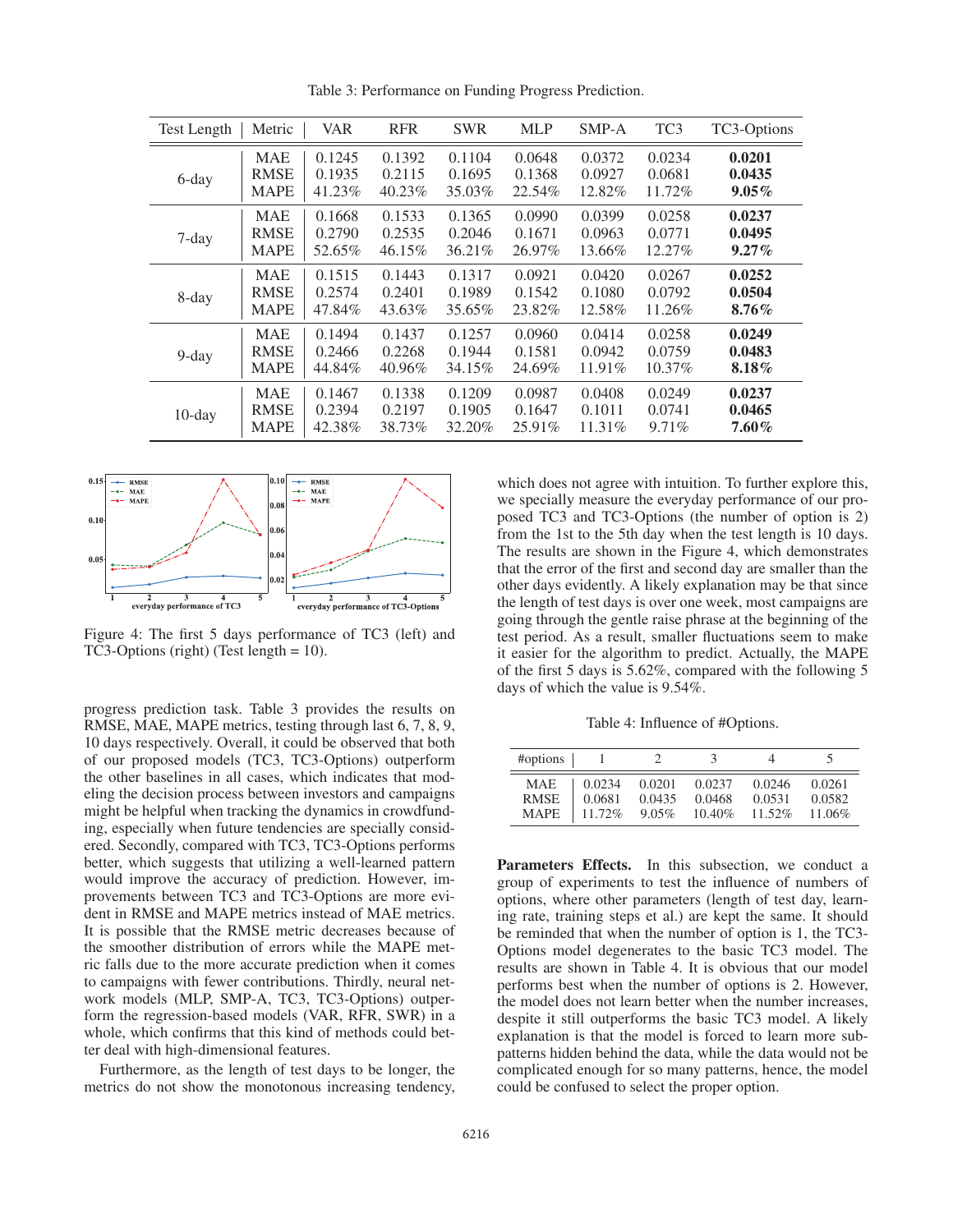Table 3: Performance on Funding Progress Prediction.

| Test Length | Metric | VAR | RFR | SWR | MLP | SMP-A | TC3 | TC3-Options |
|---|---|---|---|---|---|---|---|---|
| 6-day | MAE | 0.1245 | 0.1392 | 0.1104 | 0.0648 | 0.0372 | 0.0234 | **0.0201** |
| | RMSE | 0.1935 | 0.2115 | 0.1695 | 0.1368 | 0.0927 | 0.0681 | **0.0435** |
| | MAPE | 41.23% | 40.23% | 35.03% | 22.54% | 12.82% | 11.72% | **9.05%** |
| 7-day | MAE | 0.1668 | 0.1533 | 0.1365 | 0.0990 | 0.0399 | 0.0258 | **0.0237** |
| | RMSE | 0.2790 | 0.2535 | 0.2046 | 0.1671 | 0.0963 | 0.0771 | **0.0495** |
| | MAPE | 52.65% | 46.15% | 36.21% | 26.97% | 13.66% | 12.27% | **9.27%** |
| 8-day | MAE | 0.1515 | 0.1443 | 0.1317 | 0.0921 | 0.0420 | 0.0267 | **0.0252** |
| | RMSE | 0.2574 | 0.2401 | 0.1989 | 0.1542 | 0.1080 | 0.0792 | **0.0504** |
| | MAPE | 47.84% | 43.63% | 35.65% | 23.82% | 12.58% | 11.26% | **8.76%** |
| 9-day | MAE | 0.1494 | 0.1437 | 0.1257 | 0.0960 | 0.0414 | 0.0258 | **0.0249** |
| | RMSE | 0.2466 | 0.2268 | 0.1944 | 0.1581 | 0.0942 | 0.0759 | **0.0483** |
| | MAPE | 44.84% | 40.96% | 34.15% | 24.69% | 11.91% | 10.37% | **8.18%** |
| 10-day | MAE | 0.1467 | 0.1338 | 0.1209 | 0.0987 | 0.0408 | 0.0249 | **0.0237** |
| | RMSE | 0.2394 | 0.2197 | 0.1905 | 0.1647 | 0.1011 | 0.0741 | **0.0465** |
| | MAPE | 42.38% | 38.73% | 32.20% | 25.91% | 11.31% | 9.71% | **7.60%** |

Figure 4: The first 5 days performance of TC3 (left) and TC3-Options (right) (Test length = 10).

progress prediction task. Table 3 provides the results on RMSE, MAE, MAPE metrics, testing through last 6, 7, 8, 9, 10 days respectively. Overall, it could be observed that both of our proposed models (TC3, TC3-Options) outperform the other baselines in all cases, which indicates that modeling the decision process between investors and campaigns might be helpful when tracking the dynamics in crowdfunding, especially when future tendencies are specially considered. Secondly, compared with TC3, TC3-Options performs better, which suggests that utilizing a well-learned pattern would improve the accuracy of prediction. However, improvements between TC3 and TC3-Options are more evident in RMSE and MAPE metrics instead of MAE metrics. It is possible that the RMSE metric decreases because of the smoother distribution of errors while the MAPE metric falls due to the more accurate prediction when it comes to campaigns with fewer contributions. Thirdly, neural network models (MLP, SMP-A, TC3, TC3-Options) outperform the regression-based models (VAR, RFR, SWR) in a whole, which confirms that this kind of methods could better deal with high-dimensional features.

Furthermore, as the length of test days to be longer, the metrics do not show the monotonous increasing tendency, which does not agree with intuition. To further explore this, we specially measure the everyday performance of our proposed TC3 and TC3-Options (the number of option is 2) from the 1st to the 5th day when the test length is 10 days. The results are shown in the Figure 4, which demonstrates that the error of the first and second day are smaller than the other days evidently. A likely explanation may be that since the length of test days is over one week, most campaigns are going through the gentle raise phrase at the beginning of the test period. As a result, smaller fluctuations seem to make it easier for the algorithm to predict. Actually, the MAPE of the first 5 days is 5.62%, compared with the following 5 days of which the value is 9.54%.

Table 4: Influence of #Options.

| #options | 1 | 2 | 3 | 4 | 5 |
|---|---|---|---|---|---|
| MAE | 0.0234 | 0.0201 | 0.0237 | 0.0246 | 0.0261 |
| RMSE | 0.0681 | 0.0435 | 0.0468 | 0.0531 | 0.0582 |
| MAPE | 11.72% | 9.05% | 10.40% | 11.52% | 11.06% |

**Parameters Effects.** In this subsection, we conduct a group of experiments to test the influence of numbers of options, where other parameters (length of test day, learning rate, training steps et al.) are kept the same. It should be reminded that when the number of option is 1, the TC3-Options model degenerates to the basic TC3 model. The results are shown in Table 4. It is obvious that our model performs best when the number of options is 2. However, the model does not learn better when the number increases, despite it still outperforms the basic TC3 model. A likely explanation is that the model is forced to learn more sub-patterns hidden behind the data, while the data would not be complicated enough for so many patterns, hence, the model could be confused to select the proper option.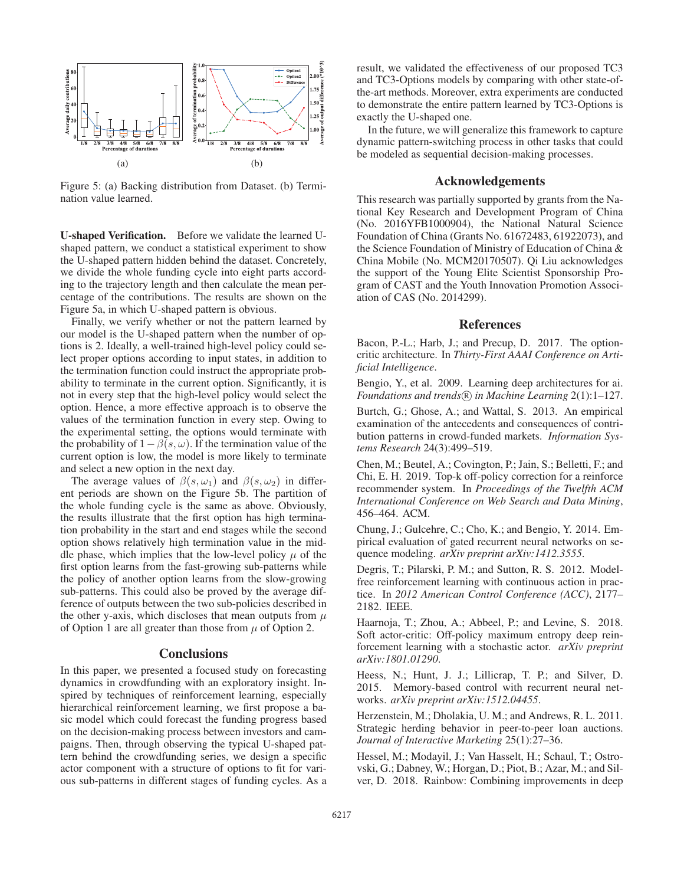Figure 5: (a) Backing distribution from Dataset. (b) Termination value learned.

**U-shaped Verification.** Before we validate the learned U-shaped pattern, we conduct a statistical experiment to show the U-shaped pattern hidden behind the dataset. Concretely, we divide the whole funding cycle into eight parts according to the trajectory length and then calculate the mean percentage of the contributions. The results are shown on the Figure 5a, in which U-shaped pattern is obvious.

Finally, we verify whether or not the pattern learned by our model is the U-shaped pattern when the number of options is 2. Ideally, a well-trained high-level policy could select proper options according to input states, in addition to the termination function could instruct the appropriate probability to terminate in the current option. Significantly, it is not in every step that the high-level policy would select the option. Hence, a more effective approach is to observe the values of the termination function in every step. Owing to the experimental setting, the options would terminate with the probability of $1 - \beta(s, \omega)$. If the termination value of the current option is low, the model is more likely to terminate and select a new option in the next day.

The average values of $\beta(s, \omega_1)$ and $\beta(s, \omega_2)$ in different periods are shown on the Figure 5b. The partition of the whole funding cycle is the same as above. Obviously, the results illustrate that the first option has high termination probability in the start and end stages while the second option shows relatively high termination value in the middle phase, which implies that the low-level policy $\mu$ of the first option learns from the fast-growing sub-patterns while the policy of another option learns from the slow-growing sub-patterns. This could also be proved by the average difference of outputs between the two sub-policies described in the other y-axis, which discloses that mean outputs from $\mu$ of Option 1 are all greater than those from $\mu$ of Option 2.

## Conclusions

In this paper, we presented a focused study on forecasting dynamics in crowdfunding with an exploratory insight. Inspired by techniques of reinforcement learning, especially hierarchical reinforcement learning, we first propose a basic model which could forecast the funding progress based on the decision-making process between investors and campaigns. Then, through observing the typical U-shaped pattern behind the crowdfunding series, we design a specific actor component with a structure of options to fit for various sub-patterns in different stages of funding cycles. As a result, we validated the effectiveness of our proposed TC3 and TC3-Options models by comparing with other state-of-the-art methods. Moreover, extra experiments are conducted to demonstrate the entire pattern learned by TC3-Options is exactly the U-shaped one.

In the future, we will generalize this framework to capture dynamic pattern-switching process in other tasks that could be modeled as sequential decision-making processes.

## Acknowledgements

This research was partially supported by grants from the National Key Research and Development Program of China (No. 2016YFB1000904), the National Natural Science Foundation of China (Grants No. 61672483, 61922073), and the Science Foundation of Ministry of Education of China & China Mobile (No. MCM20170507). Qi Liu acknowledges the support of the Young Elite Scientist Sponsorship Program of CAST and the Youth Innovation Promotion Association of CAS (No. 2014299).

## References

Bacon, P.-L.; Harb, J.; and Precup, D. 2017. The option-critic architecture. In *Thirty-First AAAI Conference on Artificial Intelligence*.

Bengio, Y., et al. 2009. Learning deep architectures for ai. *Foundations and trends® in Machine Learning* 2(1):1–127.

Burtch, G.; Ghose, A.; and Wattal, S. 2013. An empirical examination of the antecedents and consequences of contribution patterns in crowd-funded markets. *Information Systems Research* 24(3):499–519.

Chen, M.; Beutel, A.; Covington, P.; Jain, S.; Belletti, F.; and Chi, E. H. 2019. Top-k off-policy correction for a reinforce recommender system. In *Proceedings of the Twelfth ACM International Conference on Web Search and Data Mining*, 456–464. ACM.

Chung, J.; Gulcehre, C.; Cho, K.; and Bengio, Y. 2014. Empirical evaluation of gated recurrent neural networks on sequence modeling. *arXiv preprint arXiv:1412.3555*.

Degris, T.; Pilarski, P. M.; and Sutton, R. S. 2012. Model-free reinforcement learning with continuous action in practice. In *2012 American Control Conference (ACC)*, 2177–2182. IEEE.

Haarnoja, T.; Zhou, A.; Abbeel, P.; and Levine, S. 2018. Soft actor-critic: Off-policy maximum entropy deep reinforcement learning with a stochastic actor. *arXiv preprint arXiv:1801.01290*.

Heess, N.; Hunt, J. J.; Lillicrap, T. P.; and Silver, D. 2015. Memory-based control with recurrent neural networks. *arXiv preprint arXiv:1512.04455*.

Herzenstein, M.; Dholakia, U. M.; and Andrews, R. L. 2011. Strategic herding behavior in peer-to-peer loan auctions. *Journal of Interactive Marketing* 25(1):27–36.

Hessel, M.; Modayil, J.; Van Hasselt, H.; Schaul, T.; Ostrovski, G.; Dabney, W.; Horgan, D.; Piot, B.; Azar, M.; and Silver, D. 2018. Rainbow: Combining improvements in deep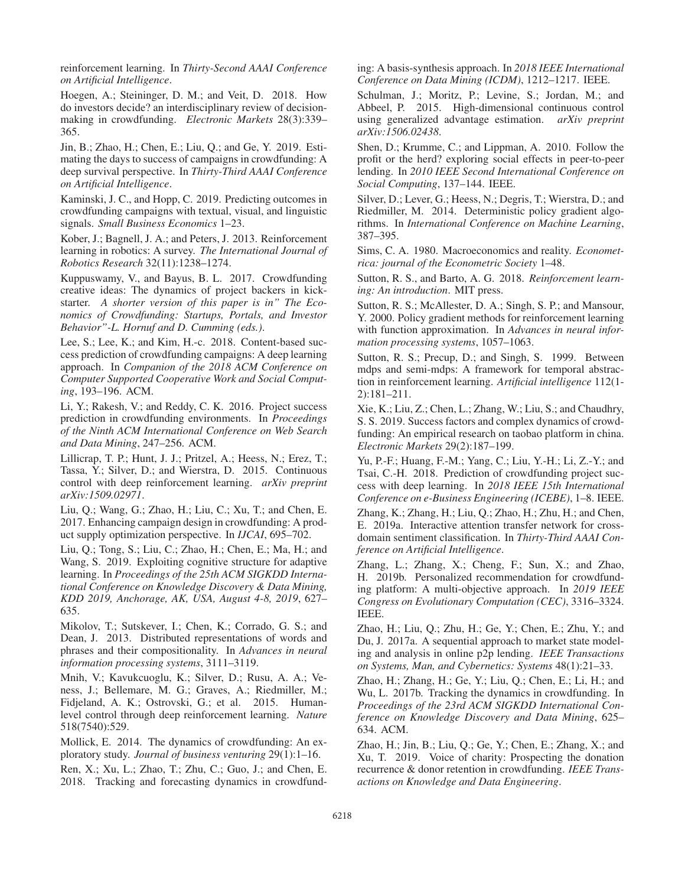reinforcement learning. In *Thirty-Second AAAI Conference on Artificial Intelligence*.

Hoegen, A.; Steininger, D. M.; and Veit, D. 2018. How do investors decide? an interdisciplinary review of decision-making in crowdfunding. *Electronic Markets* 28(3):339–365.

Jin, B.; Zhao, H.; Chen, E.; Liu, Q.; and Ge, Y. 2019. Estimating the days to success of campaigns in crowdfunding: A deep survival perspective. In *Thirty-Third AAAI Conference on Artificial Intelligence*.

Kaminski, J. C., and Hopp, C. 2019. Predicting outcomes in crowdfunding campaigns with textual, visual, and linguistic signals. *Small Business Economics* 1–23.

Kober, J.; Bagnell, J. A.; and Peters, J. 2013. Reinforcement learning in robotics: A survey. *The International Journal of Robotics Research* 32(11):1238–1274.

Kuppuswamy, V., and Bayus, B. L. 2017. Crowdfunding creative ideas: The dynamics of project backers in kickstarter. *A shorter version of this paper is in" The Economics of Crowdfunding: Startups, Portals, and Investor Behavior"-L. Hornuf and D. Cumming (eds.).*

Lee, S.; Lee, K.; and Kim, H.-c. 2018. Content-based success prediction of crowdfunding campaigns: A deep learning approach. In *Companion of the 2018 ACM Conference on Computer Supported Cooperative Work and Social Computing*, 193–196. ACM.

Li, Y.; Rakesh, V.; and Reddy, C. K. 2016. Project success prediction in crowdfunding environments. In *Proceedings of the Ninth ACM International Conference on Web Search and Data Mining*, 247–256. ACM.

Lillicrap, T. P.; Hunt, J. J.; Pritzel, A.; Heess, N.; Erez, T.; Tassa, Y.; Silver, D.; and Wierstra, D. 2015. Continuous control with deep reinforcement learning. *arXiv preprint arXiv:1509.02971*.

Liu, Q.; Wang, G.; Zhao, H.; Liu, C.; Xu, T.; and Chen, E. 2017. Enhancing campaign design in crowdfunding: A product supply optimization perspective. In *IJCAI*, 695–702.

Liu, Q.; Tong, S.; Liu, C.; Zhao, H.; Chen, E.; Ma, H.; and Wang, S. 2019. Exploiting cognitive structure for adaptive learning. In *Proceedings of the 25th ACM SIGKDD International Conference on Knowledge Discovery & Data Mining, KDD 2019, Anchorage, AK, USA, August 4-8, 2019*, 627–635.

Mikolov, T.; Sutskever, I.; Chen, K.; Corrado, G. S.; and Dean, J. 2013. Distributed representations of words and phrases and their compositionality. In *Advances in neural information processing systems*, 3111–3119.

Mnih, V.; Kavukcuoglu, K.; Silver, D.; Rusu, A. A.; Veness, J.; Bellemare, M. G.; Graves, A.; Riedmiller, M.; Fidjeland, A. K.; Ostrovski, G.; et al. 2015. Human-level control through deep reinforcement learning. *Nature* 518(7540):529.

Mollick, E. 2014. The dynamics of crowdfunding: An exploratory study. *Journal of business venturing* 29(1):1–16.

Ren, X.; Xu, L.; Zhao, T.; Zhu, C.; Guo, J.; and Chen, E. 2018. Tracking and forecasting dynamics in crowdfunding: A basis-synthesis approach. In *2018 IEEE International Conference on Data Mining (ICDM)*, 1212–1217. IEEE.

Schulman, J.; Moritz, P.; Levine, S.; Jordan, M.; and Abbeel, P. 2015. High-dimensional continuous control using generalized advantage estimation. *arXiv preprint arXiv:1506.02438*.

Shen, D.; Krumme, C.; and Lippman, A. 2010. Follow the profit or the herd? exploring social effects in peer-to-peer lending. In *2010 IEEE Second International Conference on Social Computing*, 137–144. IEEE.

Silver, D.; Lever, G.; Heess, N.; Degris, T.; Wierstra, D.; and Riedmiller, M. 2014. Deterministic policy gradient algorithms. In *International Conference on Machine Learning*, 387–395.

Sims, C. A. 1980. Macroeconomics and reality. *Econometrica: journal of the Econometric Society* 1–48.

Sutton, R. S., and Barto, A. G. 2018. *Reinforcement learning: An introduction*. MIT press.

Sutton, R. S.; McAllester, D. A.; Singh, S. P.; and Mansour, Y. 2000. Policy gradient methods for reinforcement learning with function approximation. In *Advances in neural information processing systems*, 1057–1063.

Sutton, R. S.; Precup, D.; and Singh, S. 1999. Between mdps and semi-mdps: A framework for temporal abstraction in reinforcement learning. *Artificial intelligence* 112(1-2):181–211.

Xie, K.; Liu, Z.; Chen, L.; Zhang, W.; Liu, S.; and Chaudhry, S. S. 2019. Success factors and complex dynamics of crowdfunding: An empirical research on taobao platform in china. *Electronic Markets* 29(2):187–199.

Yu, P.-F.; Huang, F.-M.; Yang, C.; Liu, Y.-H.; Li, Z.-Y.; and Tsai, C.-H. 2018. Prediction of crowdfunding project success with deep learning. In *2018 IEEE 15th International Conference on e-Business Engineering (ICEBE)*, 1–8. IEEE.

Zhang, K.; Zhang, H.; Liu, Q.; Zhao, H.; Zhu, H.; and Chen, E. 2019a. Interactive attention transfer network for cross-domain sentiment classification. In *Thirty-Third AAAI Conference on Artificial Intelligence*.

Zhang, L.; Zhang, X.; Cheng, F.; Sun, X.; and Zhao, H. 2019b. Personalized recommendation for crowdfunding platform: A multi-objective approach. In *2019 IEEE Congress on Evolutionary Computation (CEC)*, 3316–3324. IEEE.

Zhao, H.; Liu, Q.; Zhu, H.; Ge, Y.; Chen, E.; Zhu, Y.; and Du, J. 2017a. A sequential approach to market state modeling and analysis in online p2p lending. *IEEE Transactions on Systems, Man, and Cybernetics: Systems* 48(1):21–33.

Zhao, H.; Zhang, H.; Ge, Y.; Liu, Q.; Chen, E.; Li, H.; and Wu, L. 2017b. Tracking the dynamics in crowdfunding. In *Proceedings of the 23rd ACM SIGKDD International Conference on Knowledge Discovery and Data Mining*, 625–634. ACM.

Zhao, H.; Jin, B.; Liu, Q.; Ge, Y.; Chen, E.; Zhang, X.; and Xu, T. 2019. Voice of charity: Prospecting the donation recurrence & donor retention in crowdfunding. *IEEE Transactions on Knowledge and Data Engineering*.